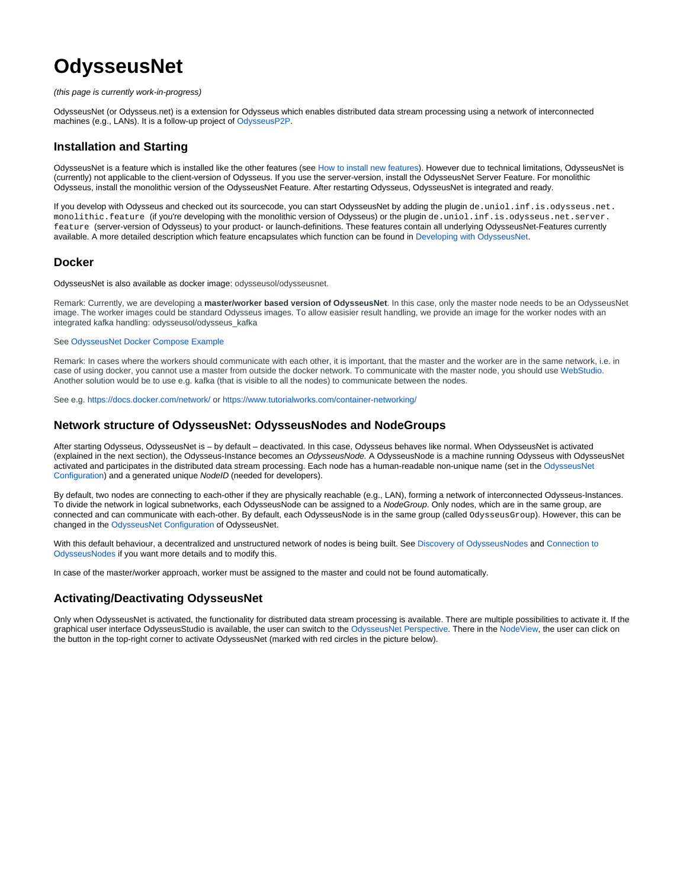# OdysseusNet

*(this page is currently work-in-progress)*

OdysseusNet (or Odysseus.net) is a extension for Odysseus which enables distributed data stream processing using a network of interconnected machines (e.g., LANs). It is a follow-up project of OdysseusP2P.

## Installation and Starting

OdysseusNet is a feature which is installed like the other features (see How to install new features). However due to technical limitations, OdysseusNet is (currently) not applicable to the client-version of Odysseus. If you use the server-version, install the OdysseusNet Server Feature. For monolithic Odysseus, install the monolithic version of the OdysseusNet Feature. After restarting Odysseus, OdysseusNet is integrated and ready.

If you develop with Odysseus and checked out its sourcecode, you can start OdysseusNet by adding the plugin `de.uniol.inf.is.odysseus.net.monolithic.feature` (if you're developing with the monolithic version of Odysseus) or the plugin `de.uniol.inf.is.odysseus.net.server.feature` (server-version of Odysseus) to your product- or launch-definitions. These features contain all underlying OdysseusNet-Features currently available. A more detailed description which feature encapsulates which function can be found in Developing with OdysseusNet.

## Docker

OdysseusNet is also available as docker image: odysseusol/odysseusnet.

Remark: Currently, we are developing a **master/worker based version of OdysseusNet**. In this case, only the master node needs to be an OdysseusNet image. The worker images could be standard Odysseus images. To allow easisier result handling, we provide an image for the worker nodes with an integrated kafka handling: odysseusol/odysseus_kafka

See OdysseusNet Docker Compose Example

Remark: In cases where the workers should communicate with each other, it is important, that the master and the worker are in the same network, i.e. in case of using docker, you cannot use a master from outside the docker network. To communicate with the master node, you should use WebStudio. Another solution would be to use e.g. kafka (that is visible to all the nodes) to communicate between the nodes.

See e.g. https://docs.docker.com/network/ or https://www.tutorialworks.com/container-networking/

## Network structure of OdysseusNet: OdysseusNodes and NodeGroups

After starting Odysseus, OdysseusNet is – by default – deactivated. In this case, Odysseus behaves like normal. When OdysseusNet is activated (explained in the next section), the Odysseus-Instance becomes an *OdysseusNode.* A OdysseusNode is a machine running Odysseus with OdysseusNet activated and participates in the distributed data stream processing. Each node has a human-readable non-unique name (set in the OdysseusNet Configuration) and a generated unique *NodeID* (needed for developers).

By default, two nodes are connecting to each-other if they are physically reachable (e.g., LAN), forming a network of interconnected Odysseus-Instances. To divide the network in logical subnetworks, each OdysseusNode can be assigned to a *NodeGroup*. Only nodes, which are in the same group, are connected and can communicate with each-other. By default, each OdysseusNode is in the same group (called `OdysseusGroup`). However, this can be changed in the OdysseusNet Configuration of OdysseusNet.

With this default behaviour, a decentralized and unstructured network of nodes is being built. See Discovery of OdysseusNodes and Connection to OdysseusNodes if you want more details and to modify this.

In case of the master/worker approach, worker must be assigned to the master and could not be found automatically.

## Activating/Deactivating OdysseusNet

Only when OdysseusNet is activated, the functionality for distributed data stream processing is available. There are multiple possibilities to activate it. If the graphical user interface OdysseusStudio is available, the user can switch to the OdysseusNet Perspective. There in the NodeView, the user can click on the button in the top-right corner to activate OdysseusNet (marked with red circles in the picture below).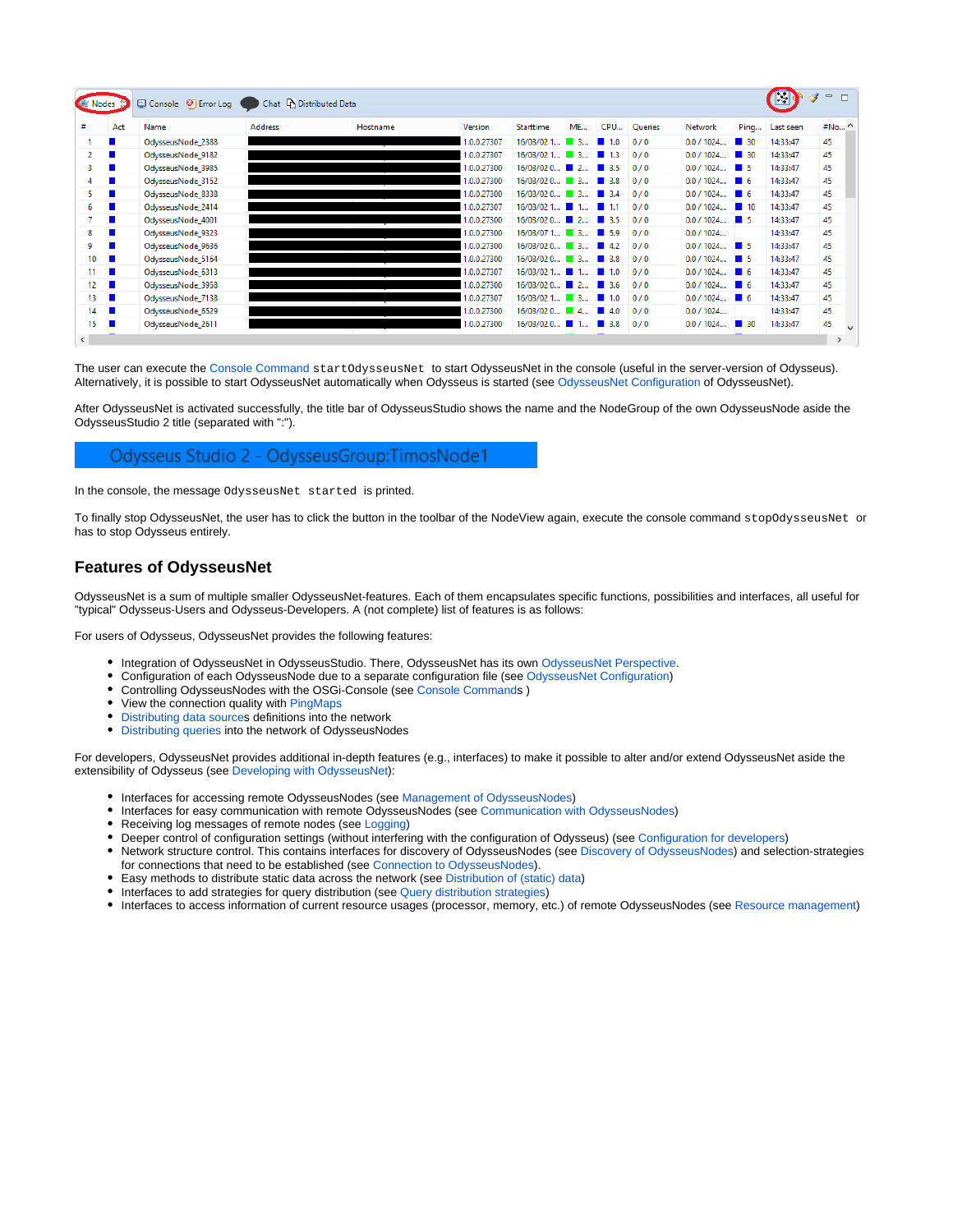| # | Act | Name | Address | Hostname | Version | Starttime | ME... | CPU... | Queries | Network | Ping... | Last seen | #No... |
|---|---|---|---|---|---|---|---|---|---|---|---|---|---|
| 1 | | OdysseusNode_2388 | | | 1.0.0.27307 | 16/03/02 1... | 3... | 1.0 | 0 / 0 | 0.0 / 1024... | 30 | 14:33:47 | 45 |
| 2 | | OdysseusNode_9182 | | | 1.0.0.27307 | 16/03/02 1... | 3... | 1.3 | 0 / 0 | 0.0 / 1024... | 30 | 14:33:47 | 45 |
| 3 | | OdysseusNode_3985 | | | 1.0.0.27300 | 16/03/02 0... | 2... | 3.5 | 0 / 0 | 0.0 / 1024... | 5 | 14:33:47 | 45 |
| 4 | | OdysseusNode_3152 | | | 1.0.0.27300 | 16/03/02 0... | 3... | 3.8 | 0 / 0 | 0.0 / 1024... | 6 | 14:33:47 | 45 |
| 5 | | OdysseusNode_8338 | | | 1.0.0.27300 | 16/03/02 0... | 3... | 3.4 | 0 / 0 | 0.0 / 1024... | 6 | 14:33:47 | 45 |
| 6 | | OdysseusNode_2414 | | | 1.0.0.27307 | 16/03/02 1... | 1... | 1.1 | 0 / 0 | 0.0 / 1024... | 10 | 14:33:47 | 45 |
| 7 | | OdysseusNode_4001 | | | 1.0.0.27300 | 16/03/02 0... | 2... | 3.5 | 0 / 0 | 0.0 / 1024... | 5 | 14:33:47 | 45 |
| 8 | | OdysseusNode_9323 | | | 1.0.0.27300 | 16/03/07 1... | 3... | 5.9 | 0 / 0 | 0.0 / 1024... | | 14:33:47 | 45 |
| 9 | | OdysseusNode_9636 | | | 1.0.0.27300 | 16/03/02 0... | 3... | 4.2 | 0 / 0 | 0.0 / 1024... | 5 | 14:33:47 | 45 |
| 10 | | OdysseusNode_5164 | | | 1.0.0.27300 | 16/03/02 0... | 3... | 3.8 | 0 / 0 | 0.0 / 1024... | 5 | 14:33:47 | 45 |
| 11 | | OdysseusNode_6313 | | | 1.0.0.27307 | 16/03/02 1... | 1... | 1.0 | 0 / 0 | 0.0 / 1024... | 6 | 14:33:47 | 45 |
| 12 | | OdysseusNode_3958 | | | 1.0.0.27300 | 16/03/02 0... | 2... | 3.6 | 0 / 0 | 0.0 / 1024... | 6 | 14:33:47 | 45 |
| 13 | | OdysseusNode_7138 | | | 1.0.0.27307 | 16/03/02 1... | 3... | 1.0 | 0 / 0 | 0.0 / 1024... | 6 | 14:33:47 | 45 |
| 14 | | OdysseusNode_6529 | | | 1.0.0.27300 | 16/03/02 0... | 4... | 4.0 | 0 / 0 | 0.0 / 1024... | | 14:33:47 | 45 |
| 15 | | OdysseusNode_2611 | | | 1.0.0.27300 | 16/03/02 0... | 1... | 3.8 | 0 / 0 | 0.0 / 1024... | 30 | 14:33:47 | 45 |

The user can execute the Console Command `startOdysseusNet` to start OdysseusNet in the console (useful in the server-version of Odysseus). Alternatively, it is possible to start OdysseusNet automatically when Odysseus is started (see OdysseusNet Configuration of OdysseusNet).

After OdysseusNet is activated successfully, the title bar of OdysseusStudio shows the name and the NodeGroup of the own OdysseusNode aside the OdysseusStudio 2 title (separated with ":").

Odysseus Studio 2 - OdysseusGroup:TimosNode1

In the console, the message `OdysseusNet started` is printed.

To finally stop OdysseusNet, the user has to click the button in the toolbar of the NodeView again, execute the console command `stopOdysseusNet` or has to stop Odysseus entirely.

## Features of OdysseusNet

OdysseusNet is a sum of multiple smaller OdysseusNet-features. Each of them encapsulates specific functions, possibilities and interfaces, all useful for "typical" Odysseus-Users and Odysseus-Developers. A (not complete) list of features is as follows:

For users of Odysseus, OdysseusNet provides the following features:

- Integration of OdysseusNet in OdysseusStudio. There, OdysseusNet has its own OdysseusNet Perspective.
- Configuration of each OdysseusNode due to a separate configuration file (see OdysseusNet Configuration)
- Controlling OdysseusNodes with the OSGi-Console (see Console Commands )
- View the connection quality with PingMaps
- Distributing data sources definitions into the network
- Distributing queries into the network of OdysseusNodes

For developers, OdysseusNet provides additional in-depth features (e.g., interfaces) to make it possible to alter and/or extend OdysseusNet aside the extensibility of Odysseus (see Developing with OdysseusNet):

- Interfaces for accessing remote OdysseusNodes (see Management of OdysseusNodes)
- Interfaces for easy communication with remote OdysseusNodes (see Communication with OdysseusNodes)
- Receiving log messages of remote nodes (see Logging)
- Deeper control of configuration settings (without interfering with the configuration of Odysseus) (see Configuration for developers)
- Network structure control. This contains interfaces for discovery of OdysseusNodes (see Discovery of OdysseusNodes) and selection-strategies for connections that need to be established (see Connection to OdysseusNodes).
- Easy methods to distribute static data across the network (see Distribution of (static) data)
- Interfaces to add strategies for query distribution (see Query distribution strategies)
- Interfaces to access information of current resource usages (processor, memory, etc.) of remote OdysseusNodes (see Resource management)